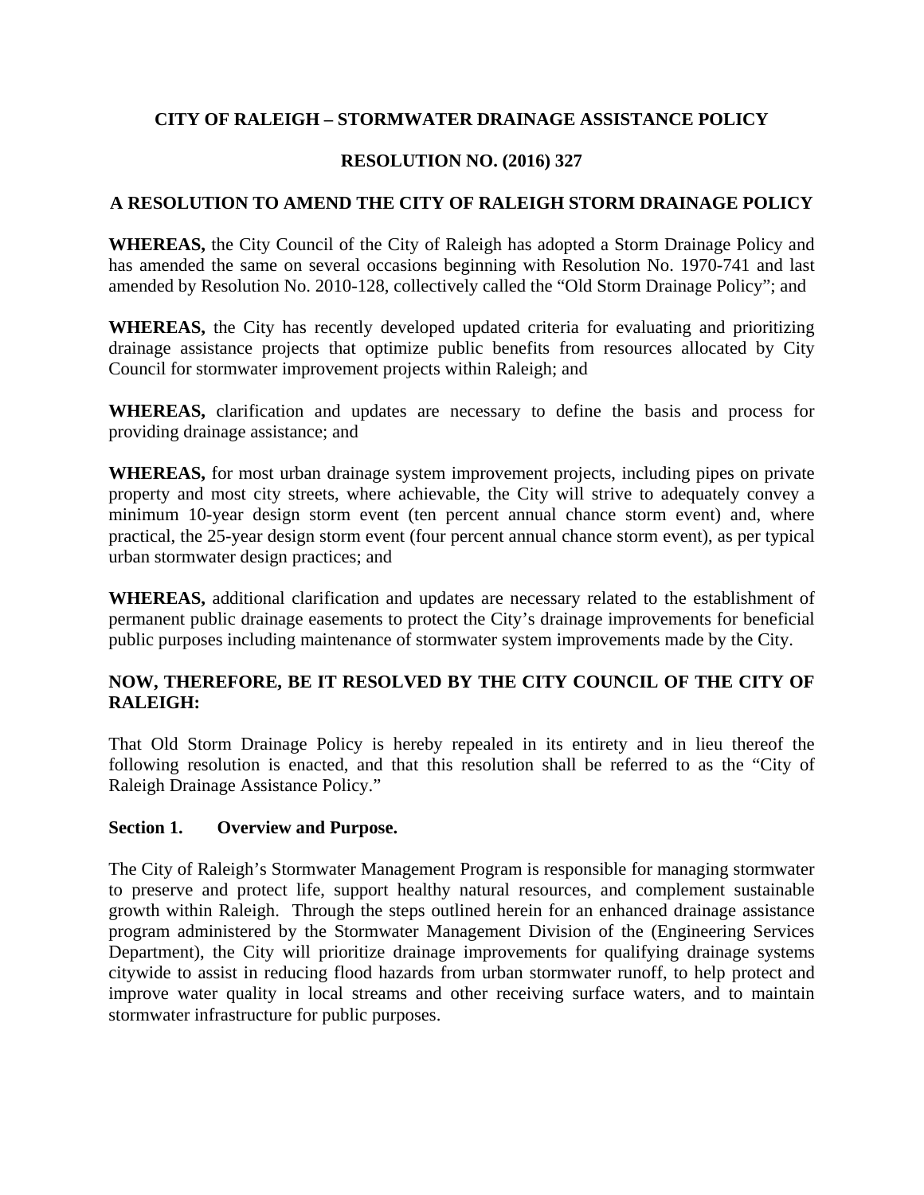# CITY OF RALEIGH – STORMWATER DRAINAGE ASSISTANCE POLICY

## RESOLUTION NO. (2016) 327

## A RESOLUTION TO AMEND THE CITY OF RALEIGH STORM DRAINAGE POLICY

**WHEREAS,** the City Council of the City of Raleigh has adopted a Storm Drainage Policy and has amended the same on several occasions beginning with Resolution No. 1970-741 and last amended by Resolution No. 2010-128, collectively called the "Old Storm Drainage Policy"; and

**WHEREAS,** the City has recently developed updated criteria for evaluating and prioritizing drainage assistance projects that optimize public benefits from resources allocated by City Council for stormwater improvement projects within Raleigh; and

**WHEREAS,** clarification and updates are necessary to define the basis and process for providing drainage assistance; and

**WHEREAS,** for most urban drainage system improvement projects, including pipes on private property and most city streets, where achievable, the City will strive to adequately convey a minimum 10-year design storm event (ten percent annual chance storm event) and, where practical, the 25-year design storm event (four percent annual chance storm event), as per typical urban stormwater design practices; and

**WHEREAS,** additional clarification and updates are necessary related to the establishment of permanent public drainage easements to protect the City's drainage improvements for beneficial public purposes including maintenance of stormwater system improvements made by the City.

**NOW, THEREFORE, BE IT RESOLVED BY THE CITY COUNCIL OF THE CITY OF RALEIGH:**

That Old Storm Drainage Policy is hereby repealed in its entirety and in lieu thereof the following resolution is enacted, and that this resolution shall be referred to as the "City of Raleigh Drainage Assistance Policy."

### Section 1. Overview and Purpose.

The City of Raleigh's Stormwater Management Program is responsible for managing stormwater to preserve and protect life, support healthy natural resources, and complement sustainable growth within Raleigh. Through the steps outlined herein for an enhanced drainage assistance program administered by the Stormwater Management Division of the (Engineering Services Department), the City will prioritize drainage improvements for qualifying drainage systems citywide to assist in reducing flood hazards from urban stormwater runoff, to help protect and improve water quality in local streams and other receiving surface waters, and to maintain stormwater infrastructure for public purposes.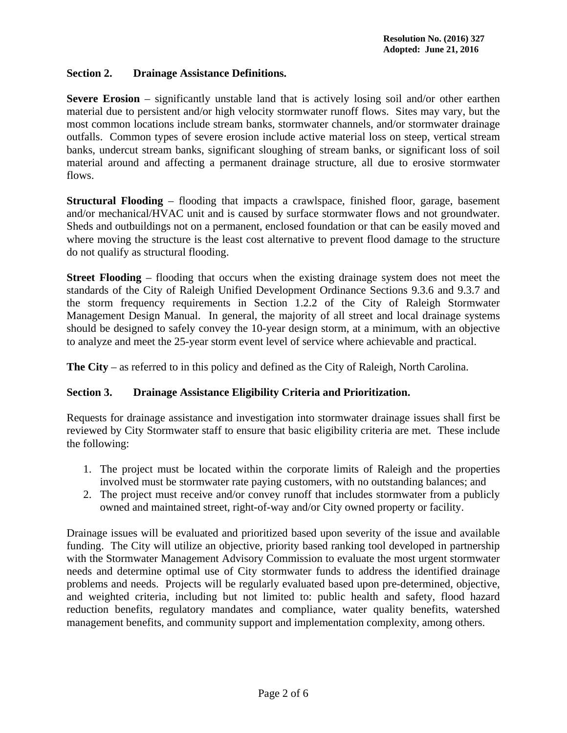## Section 2. Drainage Assistance Definitions.

**Severe Erosion** – significantly unstable land that is actively losing soil and/or other earthen material due to persistent and/or high velocity stormwater runoff flows. Sites may vary, but the most common locations include stream banks, stormwater channels, and/or stormwater drainage outfalls. Common types of severe erosion include active material loss on steep, vertical stream banks, undercut stream banks, significant sloughing of stream banks, or significant loss of soil material around and affecting a permanent drainage structure, all due to erosive stormwater flows.

**Structural Flooding** – flooding that impacts a crawlspace, finished floor, garage, basement and/or mechanical/HVAC unit and is caused by surface stormwater flows and not groundwater. Sheds and outbuildings not on a permanent, enclosed foundation or that can be easily moved and where moving the structure is the least cost alternative to prevent flood damage to the structure do not qualify as structural flooding.

**Street Flooding** – flooding that occurs when the existing drainage system does not meet the standards of the City of Raleigh Unified Development Ordinance Sections 9.3.6 and 9.3.7 and the storm frequency requirements in Section 1.2.2 of the City of Raleigh Stormwater Management Design Manual. In general, the majority of all street and local drainage systems should be designed to safely convey the 10-year design storm, at a minimum, with an objective to analyze and meet the 25-year storm event level of service where achievable and practical.

**The City** – as referred to in this policy and defined as the City of Raleigh, North Carolina.

## Section 3. Drainage Assistance Eligibility Criteria and Prioritization.

Requests for drainage assistance and investigation into stormwater drainage issues shall first be reviewed by City Stormwater staff to ensure that basic eligibility criteria are met. These include the following:

1. The project must be located within the corporate limits of Raleigh and the properties involved must be stormwater rate paying customers, with no outstanding balances; and
2. The project must receive and/or convey runoff that includes stormwater from a publicly owned and maintained street, right-of-way and/or City owned property or facility.

Drainage issues will be evaluated and prioritized based upon severity of the issue and available funding. The City will utilize an objective, priority based ranking tool developed in partnership with the Stormwater Management Advisory Commission to evaluate the most urgent stormwater needs and determine optimal use of City stormwater funds to address the identified drainage problems and needs. Projects will be regularly evaluated based upon pre-determined, objective, and weighted criteria, including but not limited to: public health and safety, flood hazard reduction benefits, regulatory mandates and compliance, water quality benefits, watershed management benefits, and community support and implementation complexity, among others.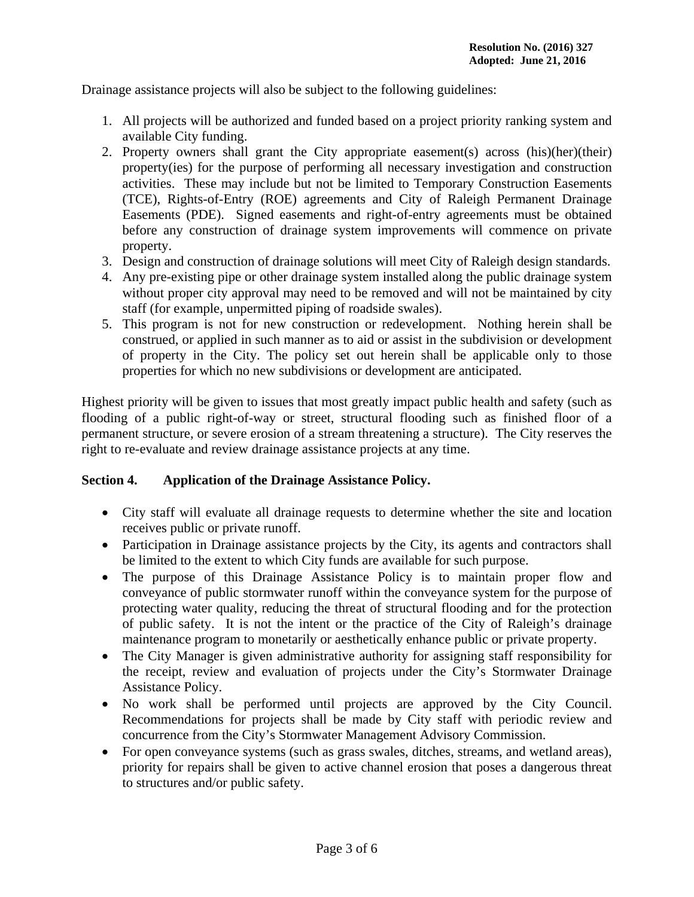Drainage assistance projects will also be subject to the following guidelines:

1. All projects will be authorized and funded based on a project priority ranking system and available City funding.
2. Property owners shall grant the City appropriate easement(s) across (his)(her)(their) property(ies) for the purpose of performing all necessary investigation and construction activities. These may include but not be limited to Temporary Construction Easements (TCE), Rights-of-Entry (ROE) agreements and City of Raleigh Permanent Drainage Easements (PDE). Signed easements and right-of-entry agreements must be obtained before any construction of drainage system improvements will commence on private property.
3. Design and construction of drainage solutions will meet City of Raleigh design standards.
4. Any pre-existing pipe or other drainage system installed along the public drainage system without proper city approval may need to be removed and will not be maintained by city staff (for example, unpermitted piping of roadside swales).
5. This program is not for new construction or redevelopment. Nothing herein shall be construed, or applied in such manner as to aid or assist in the subdivision or development of property in the City. The policy set out herein shall be applicable only to those properties for which no new subdivisions or development are anticipated.

Highest priority will be given to issues that most greatly impact public health and safety (such as flooding of a public right-of-way or street, structural flooding such as finished floor of a permanent structure, or severe erosion of a stream threatening a structure). The City reserves the right to re-evaluate and review drainage assistance projects at any time.

## Section 4. Application of the Drainage Assistance Policy.

- City staff will evaluate all drainage requests to determine whether the site and location receives public or private runoff.
- Participation in Drainage assistance projects by the City, its agents and contractors shall be limited to the extent to which City funds are available for such purpose.
- The purpose of this Drainage Assistance Policy is to maintain proper flow and conveyance of public stormwater runoff within the conveyance system for the purpose of protecting water quality, reducing the threat of structural flooding and for the protection of public safety. It is not the intent or the practice of the City of Raleigh's drainage maintenance program to monetarily or aesthetically enhance public or private property.
- The City Manager is given administrative authority for assigning staff responsibility for the receipt, review and evaluation of projects under the City's Stormwater Drainage Assistance Policy.
- No work shall be performed until projects are approved by the City Council. Recommendations for projects shall be made by City staff with periodic review and concurrence from the City's Stormwater Management Advisory Commission.
- For open conveyance systems (such as grass swales, ditches, streams, and wetland areas), priority for repairs shall be given to active channel erosion that poses a dangerous threat to structures and/or public safety.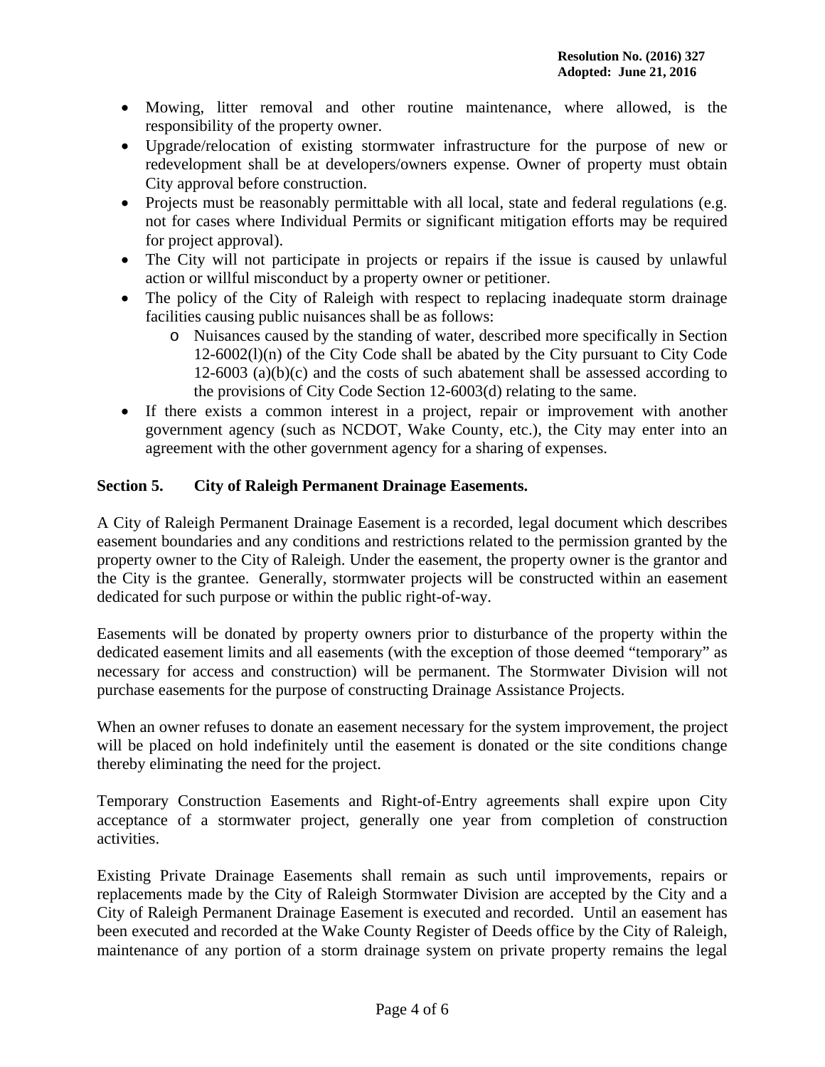- Mowing, litter removal and other routine maintenance, where allowed, is the responsibility of the property owner.
- Upgrade/relocation of existing stormwater infrastructure for the purpose of new or redevelopment shall be at developers/owners expense. Owner of property must obtain City approval before construction.
- Projects must be reasonably permittable with all local, state and federal regulations (e.g. not for cases where Individual Permits or significant mitigation efforts may be required for project approval).
- The City will not participate in projects or repairs if the issue is caused by unlawful action or willful misconduct by a property owner or petitioner.
- The policy of the City of Raleigh with respect to replacing inadequate storm drainage facilities causing public nuisances shall be as follows:
    - Nuisances caused by the standing of water, described more specifically in Section 12-6002(l)(n) of the City Code shall be abated by the City pursuant to City Code 12-6003 (a)(b)(c) and the costs of such abatement shall be assessed according to the provisions of City Code Section 12-6003(d) relating to the same.
- If there exists a common interest in a project, repair or improvement with another government agency (such as NCDOT, Wake County, etc.), the City may enter into an agreement with the other government agency for a sharing of expenses.

**Section 5. City of Raleigh Permanent Drainage Easements.**

A City of Raleigh Permanent Drainage Easement is a recorded, legal document which describes easement boundaries and any conditions and restrictions related to the permission granted by the property owner to the City of Raleigh. Under the easement, the property owner is the grantor and the City is the grantee. Generally, stormwater projects will be constructed within an easement dedicated for such purpose or within the public right-of-way.

Easements will be donated by property owners prior to disturbance of the property within the dedicated easement limits and all easements (with the exception of those deemed "temporary" as necessary for access and construction) will be permanent. The Stormwater Division will not purchase easements for the purpose of constructing Drainage Assistance Projects.

When an owner refuses to donate an easement necessary for the system improvement, the project will be placed on hold indefinitely until the easement is donated or the site conditions change thereby eliminating the need for the project.

Temporary Construction Easements and Right-of-Entry agreements shall expire upon City acceptance of a stormwater project, generally one year from completion of construction activities.

Existing Private Drainage Easements shall remain as such until improvements, repairs or replacements made by the City of Raleigh Stormwater Division are accepted by the City and a City of Raleigh Permanent Drainage Easement is executed and recorded. Until an easement has been executed and recorded at the Wake County Register of Deeds office by the City of Raleigh, maintenance of any portion of a storm drainage system on private property remains the legal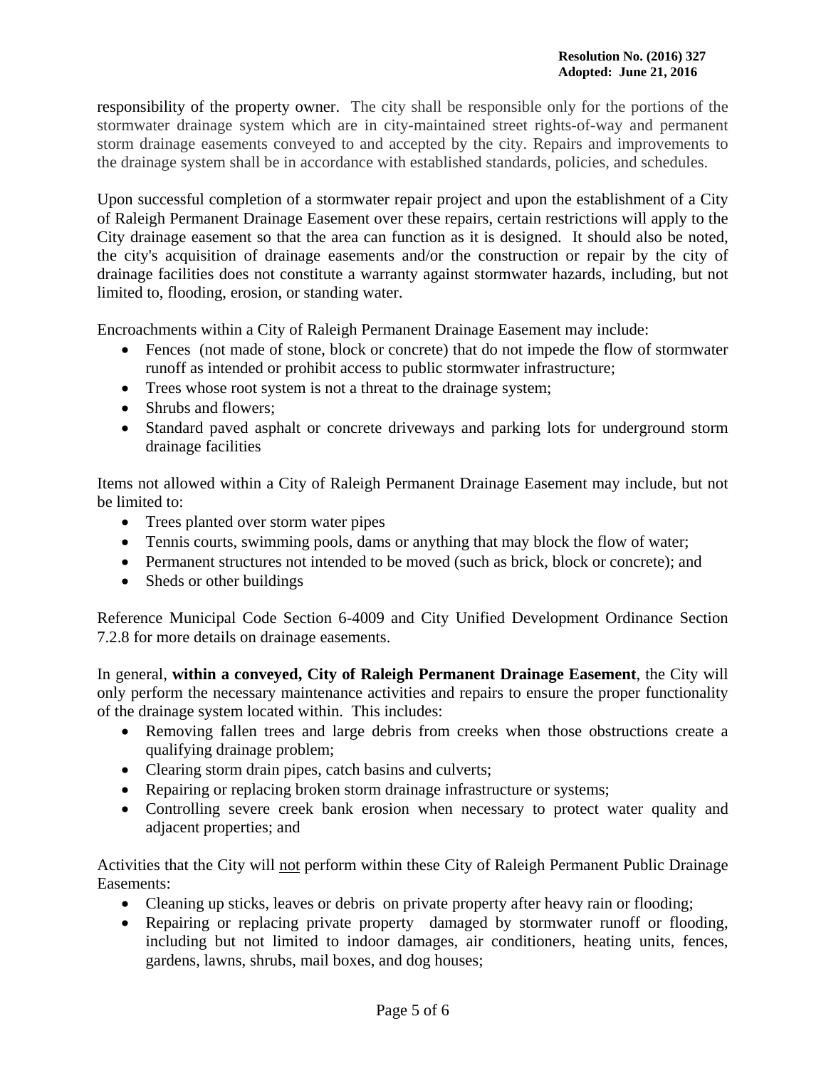responsibility of the property owner. The city shall be responsible only for the portions of the stormwater drainage system which are in city-maintained street rights-of-way and permanent storm drainage easements conveyed to and accepted by the city. Repairs and improvements to the drainage system shall be in accordance with established standards, policies, and schedules.

Upon successful completion of a stormwater repair project and upon the establishment of a City of Raleigh Permanent Drainage Easement over these repairs, certain restrictions will apply to the City drainage easement so that the area can function as it is designed. It should also be noted, the city's acquisition of drainage easements and/or the construction or repair by the city of drainage facilities does not constitute a warranty against stormwater hazards, including, but not limited to, flooding, erosion, or standing water.

Encroachments within a City of Raleigh Permanent Drainage Easement may include:

- Fences (not made of stone, block or concrete) that do not impede the flow of stormwater runoff as intended or prohibit access to public stormwater infrastructure;
- Trees whose root system is not a threat to the drainage system;
- Shrubs and flowers;
- Standard paved asphalt or concrete driveways and parking lots for underground storm drainage facilities

Items not allowed within a City of Raleigh Permanent Drainage Easement may include, but not be limited to:

- Trees planted over storm water pipes
- Tennis courts, swimming pools, dams or anything that may block the flow of water;
- Permanent structures not intended to be moved (such as brick, block or concrete); and
- Sheds or other buildings

Reference Municipal Code Section 6-4009 and City Unified Development Ordinance Section 7.2.8 for more details on drainage easements.

In general, **within a conveyed, City of Raleigh Permanent Drainage Easement**, the City will only perform the necessary maintenance activities and repairs to ensure the proper functionality of the drainage system located within. This includes:

- Removing fallen trees and large debris from creeks when those obstructions create a qualifying drainage problem;
- Clearing storm drain pipes, catch basins and culverts;
- Repairing or replacing broken storm drainage infrastructure or systems;
- Controlling severe creek bank erosion when necessary to protect water quality and adjacent properties; and

Activities that the City will <u>not</u> perform within these City of Raleigh Permanent Public Drainage Easements:

- Cleaning up sticks, leaves or debris on private property after heavy rain or flooding;
- Repairing or replacing private property damaged by stormwater runoff or flooding, including but not limited to indoor damages, air conditioners, heating units, fences, gardens, lawns, shrubs, mail boxes, and dog houses;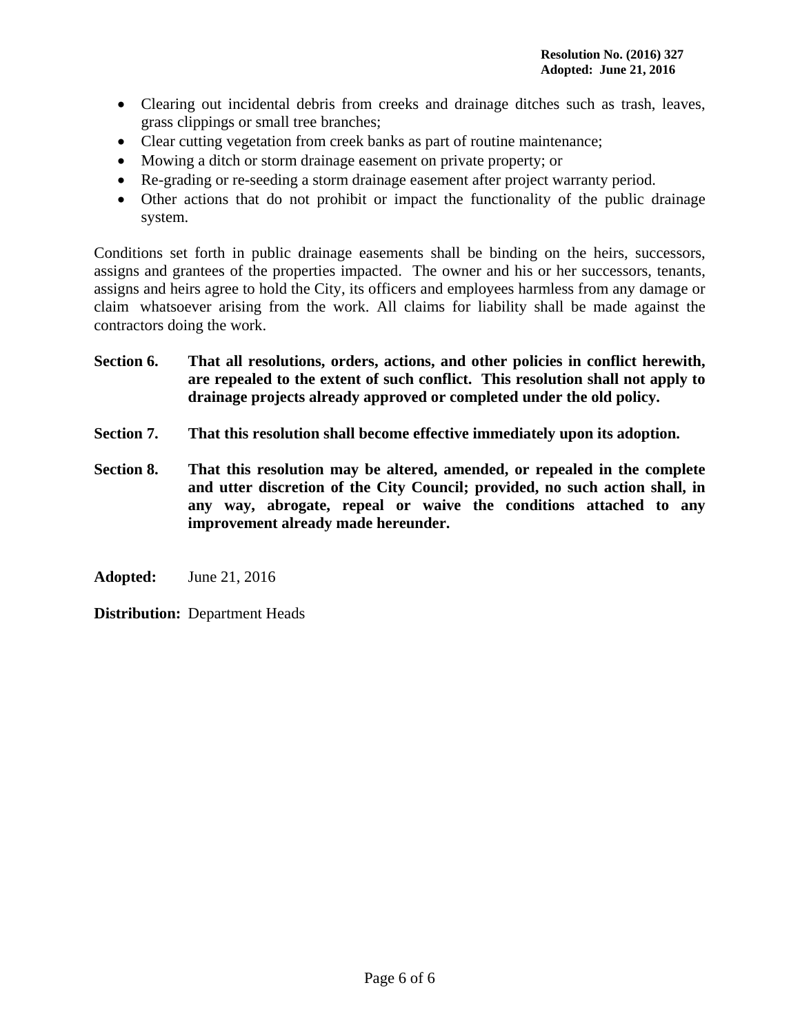- Clearing out incidental debris from creeks and drainage ditches such as trash, leaves, grass clippings or small tree branches;
- Clear cutting vegetation from creek banks as part of routine maintenance;
- Mowing a ditch or storm drainage easement on private property; or
- Re-grading or re-seeding a storm drainage easement after project warranty period.
- Other actions that do not prohibit or impact the functionality of the public drainage system.

Conditions set forth in public drainage easements shall be binding on the heirs, successors, assigns and grantees of the properties impacted. The owner and his or her successors, tenants, assigns and heirs agree to hold the City, its officers and employees harmless from any damage or claim whatsoever arising from the work. All claims for liability shall be made against the contractors doing the work.

**Section 6. That all resolutions, orders, actions, and other policies in conflict herewith, are repealed to the extent of such conflict. This resolution shall not apply to drainage projects already approved or completed under the old policy.**

**Section 7. That this resolution shall become effective immediately upon its adoption.**

**Section 8. That this resolution may be altered, amended, or repealed in the complete and utter discretion of the City Council; provided, no such action shall, in any way, abrogate, repeal or waive the conditions attached to any improvement already made hereunder.**

**Adopted:** June 21, 2016

**Distribution:** Department Heads